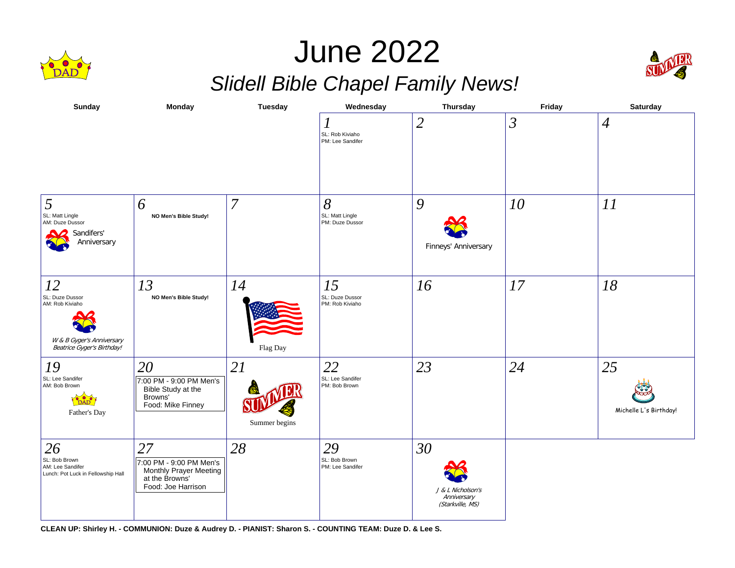# June 2022

## *Slidell Bible Chapel Family News!*

| Sunday | Monday | Tuesday | Wednesday | Thursday | Friday | Saturday |
|---|---|---|---|---|---|---|
| | | | *1*<br>SL: Rob Kiviaho<br>PM: Lee Sandifer | *2* | *3* | *4* |
| *5*<br>SL: Matt Lingle<br>AM: Duze Dussor<br>Sandifers' Anniversary | *6*<br>**NO Men's Bible Study!** | *7* | *8*<br>SL: Matt Lingle<br>PM: Duze Dussor | *9*<br>Finneys' Anniversary | *10* | *11* |
| *12*<br>SL: Duze Dussor<br>AM: Rob Kiviaho<br>*W & B Gyger's Anniversary*<br>*Beatrice Gyger's Birthday!* | *13*<br>**NO Men's Bible Study!** | *14*<br>Flag Day | *15*<br>SL: Duze Dussor<br>PM: Rob Kiviaho | *16* | *17* | *18* |
| *19*<br>SL: Lee Sandifer<br>AM: Bob Brown<br>Father's Day | *20*<br>7:00 PM - 9:00 PM Men's Bible Study at the Browns'<br>Food: Mike Finney | *21*<br>Summer begins | *22*<br>SL: Lee Sandifer<br>PM: Bob Brown | *23* | *24* | *25*<br>Michelle L's Birthday! |
| *26*<br>SL: Bob Brown<br>AM: Lee Sandifer<br>Lunch: Pot Luck in Fellowship Hall | *27*<br>7:00 PM - 9:00 PM Men's Monthly Prayer Meeting at the Browns'<br>Food: Joe Harrison | *28* | *29*<br>SL: Bob Brown<br>PM: Lee Sandifer | *30*<br>*J & L Nicholson's Anniversary (Starkville, MS)* | | |

**CLEAN UP: Shirley H. - COMMUNION: Duze & Audrey D. - PIANIST: Sharon S. - COUNTING TEAM: Duze D. & Lee S.**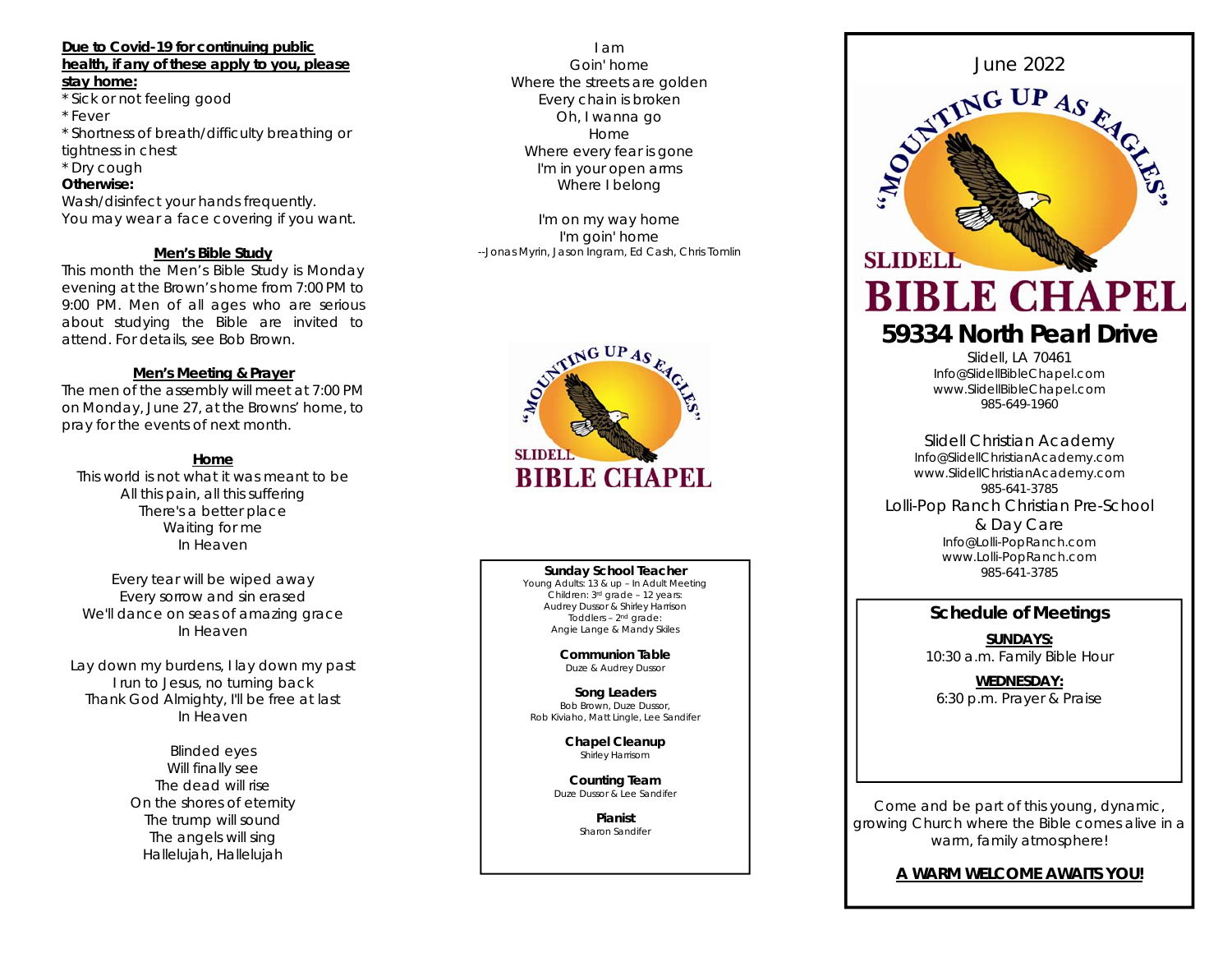**Due to Covid-19 for continuing public health, if any of these apply to you, please stay home:**

* Sick or not feeling good
* Fever
* Shortness of breath/difficulty breathing or tightness in chest
* Dry cough

**Otherwise:**

Wash/disinfect your hands frequently.
You may wear a face covering if you want.

## Men's Bible Study

This month the Men's Bible Study is Monday evening at the Brown's home from 7:00 PM to 9:00 PM. Men of all ages who are serious about studying the Bible are invited to attend. For details, see Bob Brown.

## Men's Meeting & Prayer

The men of the assembly will meet at 7:00 PM on Monday, June 27, at the Browns' home, to pray for the events of next month.

## Home

This world is not what it was meant to be
All this pain, all this suffering
There's a better place
Waiting for me
In Heaven

Every tear will be wiped away
Every sorrow and sin erased
We'll dance on seas of amazing grace
In Heaven

Lay down my burdens, I lay down my past
I run to Jesus, no turning back
Thank God Almighty, I'll be free at last
In Heaven

Blinded eyes
Will finally see
The dead will rise
On the shores of eternity
The trump will sound
The angels will sing
Hallelujah, Hallelujah

I am
Goin' home
Where the streets are golden
Every chain is broken
Oh, I wanna go
Home
Where every fear is gone
I'm in your open arms
Where I belong

I'm on my way home
I'm goin' home
--Jonas Myrin, Jason Ingram, Ed Cash, Chris Tomlin

"MOUNTING UP AS EAGLES"
SLIDELL BIBLE CHAPEL

**Sunday School Teacher**
Young Adults: 13 & up – In Adult Meeting
Children: 3rd grade – 12 years:
Audrey Dussor & Shirley Harrison
Toddlers – 2nd grade:
Angie Lange & Mandy Skiles

**Communion Table**
Duze & Audrey Dussor

**Song Leaders**
Bob Brown, Duze Dussor,
Rob Kiviaho, Matt Lingle, Lee Sandifer

**Chapel Cleanup**
Shirley Harrisom

**Counting Team**
Duze Dussor & Lee Sandifer

**Pianist**
Sharon Sandifer

June 2022

"MOUNTING UP AS EAGLES"

# SLIDELL BIBLE CHAPEL

## 59334 North Pearl Drive

Slidell, LA 70461
Info@SlidellBibleChapel.com
www.SlidellBibleChapel.com
985-649-1960

Slidell Christian Academy
Info@SlidellChristianAcademy.com
www.SlidellChristianAcademy.com
985-641-3785

Lolli-Pop Ranch Christian Pre-School & Day Care
Info@Lolli-PopRanch.com
www.Lolli-PopRanch.com
985-641-3785

## Schedule of Meetings

**SUNDAYS:**
10:30 a.m. Family Bible Hour

**WEDNESDAY:**
6:30 p.m. Prayer & Praise

Come and be part of this young, dynamic, growing Church where the Bible comes alive in a warm, family atmosphere!

**A WARM WELCOME AWAITS YOU!**